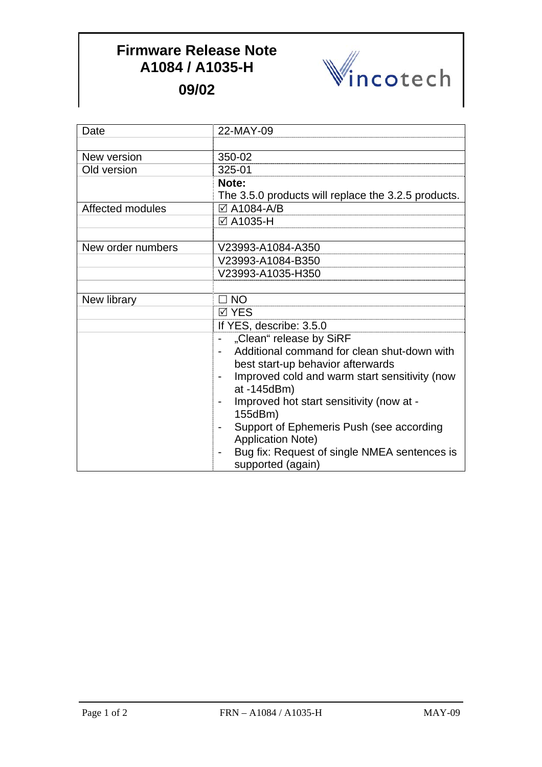# Firmware Release Note A1084 / A1035-H

## 09/02

Vincotech

| Date | 22-MAY-09 |
|---|---|
| | |
| New version | 350-02 |
| Old version | 325-01 |
| | **Note:** The 3.5.0 products will replace the 3.2.5 products. |
| Affected modules | ☑ A1084-A/B |
| | ☑ A1035-H |
| | |
| New order numbers | V23993-A1084-A350 |
| | V23993-A1084-B350 |
| | V23993-A1035-H350 |
| | |
| New library | ☐ NO |
| | ☑ YES |
| | If YES, describe: 3.5.0 |
| | - „Clean“ release by SiRF<br>- Additional command for clean shut-down with best start-up behavior afterwards<br>- Improved cold and warm start sensitivity (now at -145dBm)<br>- Improved hot start sensitivity (now at -155dBm)<br>- Support of Ephemeris Push (see according Application Note)<br>- Bug fix: Request of single NMEA sentences is supported (again) |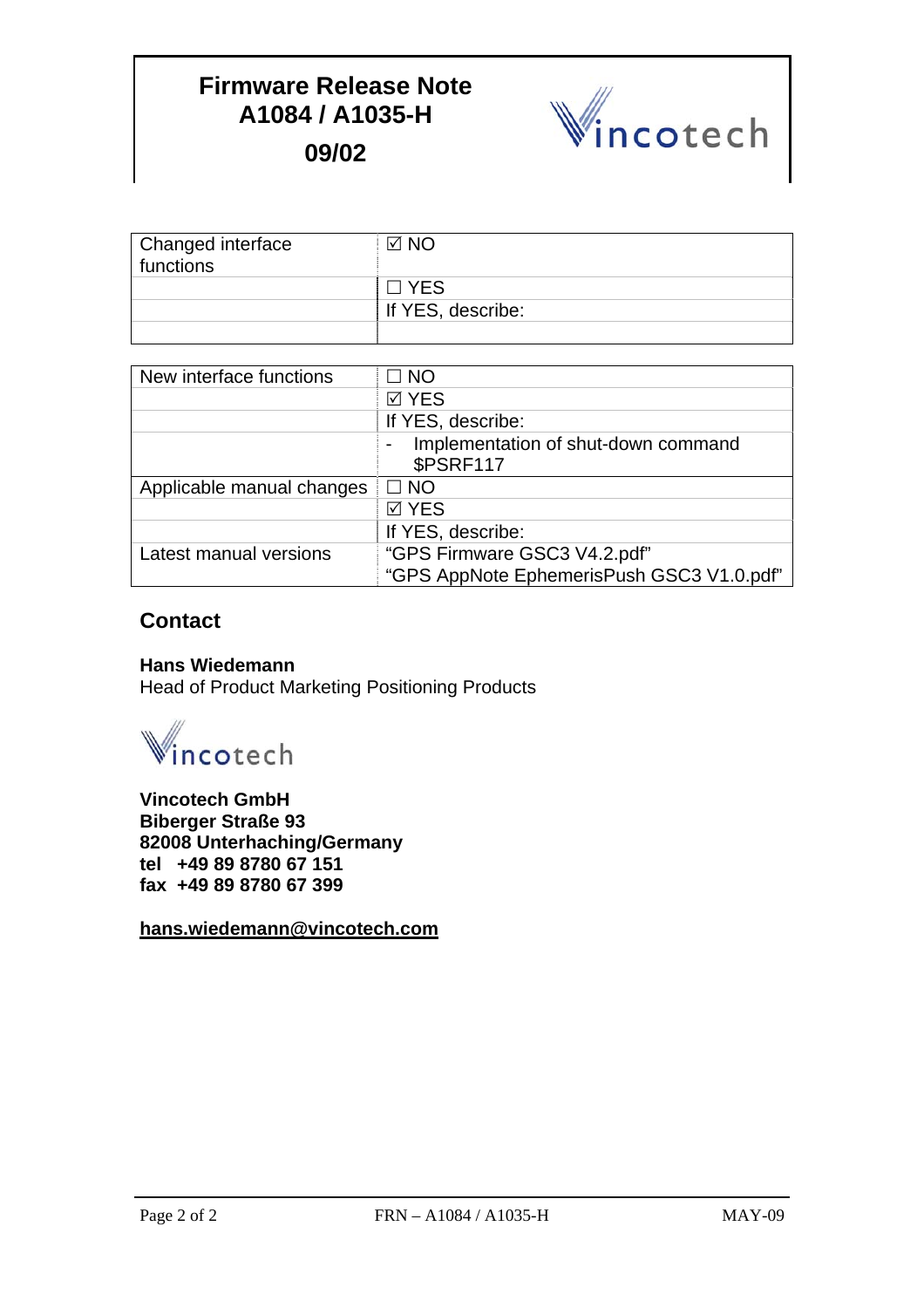# Firmware Release Note
# A1084 / A1035-H
# 09/02

| | |
|---|---|
| Changed interface functions | ☑ NO |
| | ☐ YES |
| | If YES, describe: |
| | |

| | |
|---|---|
| New interface functions | ☐ NO |
| | ☑ YES |
| | If YES, describe: |
| | - Implementation of shut-down command $PSRF117 |
| Applicable manual changes | ☐ NO |
| | ☑ YES |
| | If YES, describe: |
| Latest manual versions | "GPS Firmware GSC3 V4.2.pdf"<br>"GPS AppNote EphemerisPush GSC3 V1.0.pdf" |

## Contact

**Hans Wiedemann**
Head of Product Marketing Positioning Products

**Vincotech GmbH**
**Biberger Straße 93**
**82008 Unterhaching/Germany**
**tel +49 89 8780 67 151**
**fax +49 89 8780 67 399**

**hans.wiedemann@vincotech.com**